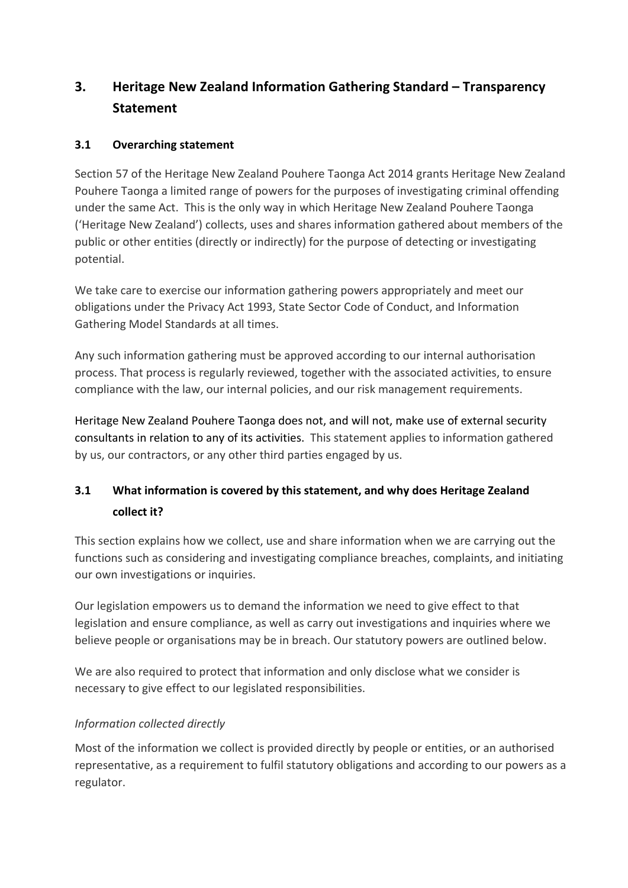# 3. Heritage New Zealand Information Gathering Standard – Transparency Statement

## 3.1 Overarching statement

Section 57 of the Heritage New Zealand Pouhere Taonga Act 2014 grants Heritage New Zealand Pouhere Taonga a limited range of powers for the purposes of investigating criminal offending under the same Act. This is the only way in which Heritage New Zealand Pouhere Taonga ('Heritage New Zealand') collects, uses and shares information gathered about members of the public or other entities (directly or indirectly) for the purpose of detecting or investigating potential.

We take care to exercise our information gathering powers appropriately and meet our obligations under the Privacy Act 1993, State Sector Code of Conduct, and Information Gathering Model Standards at all times.

Any such information gathering must be approved according to our internal authorisation process. That process is regularly reviewed, together with the associated activities, to ensure compliance with the law, our internal policies, and our risk management requirements.

Heritage New Zealand Pouhere Taonga does not, and will not, make use of external security consultants in relation to any of its activities. This statement applies to information gathered by us, our contractors, or any other third parties engaged by us.

## 3.1 What information is covered by this statement, and why does Heritage Zealand collect it?

This section explains how we collect, use and share information when we are carrying out the functions such as considering and investigating compliance breaches, complaints, and initiating our own investigations or inquiries.

Our legislation empowers us to demand the information we need to give effect to that legislation and ensure compliance, as well as carry out investigations and inquiries where we believe people or organisations may be in breach. Our statutory powers are outlined below.

We are also required to protect that information and only disclose what we consider is necessary to give effect to our legislated responsibilities.

*Information collected directly*

Most of the information we collect is provided directly by people or entities, or an authorised representative, as a requirement to fulfil statutory obligations and according to our powers as a regulator.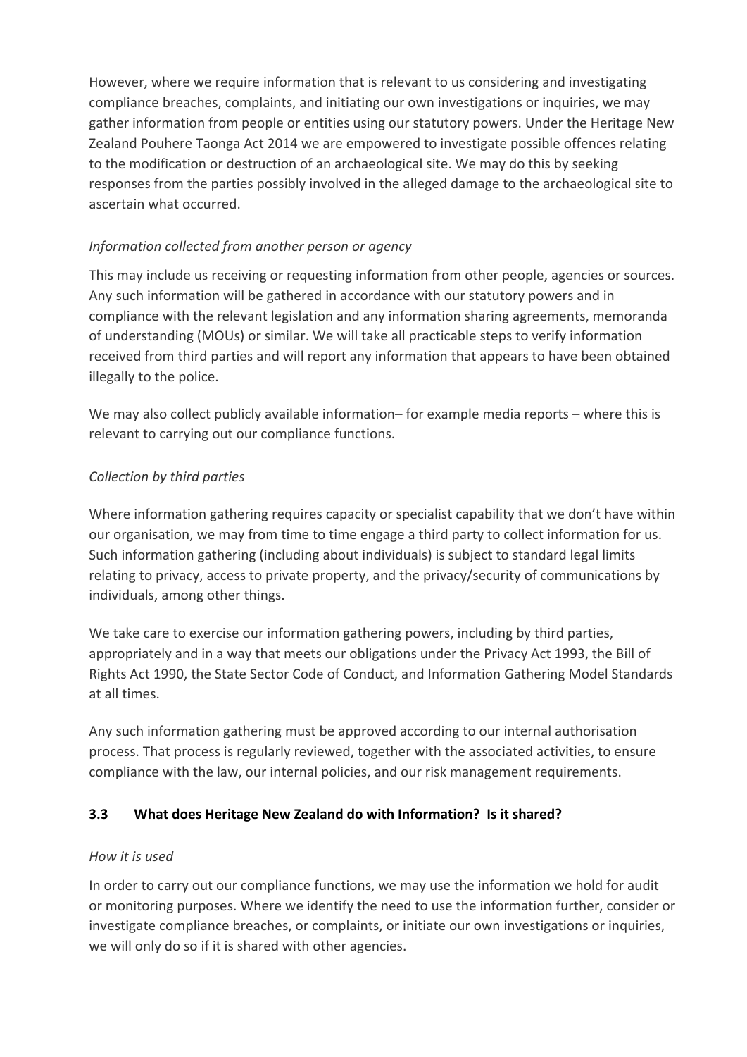However, where we require information that is relevant to us considering and investigating compliance breaches, complaints, and initiating our own investigations or inquiries, we may gather information from people or entities using our statutory powers. Under the Heritage New Zealand Pouhere Taonga Act 2014 we are empowered to investigate possible offences relating to the modification or destruction of an archaeological site. We may do this by seeking responses from the parties possibly involved in the alleged damage to the archaeological site to ascertain what occurred.

*Information collected from another person or agency*

This may include us receiving or requesting information from other people, agencies or sources. Any such information will be gathered in accordance with our statutory powers and in compliance with the relevant legislation and any information sharing agreements, memoranda of understanding (MOUs) or similar. We will take all practicable steps to verify information received from third parties and will report any information that appears to have been obtained illegally to the police.

We may also collect publicly available information– for example media reports – where this is relevant to carrying out our compliance functions.

*Collection by third parties*

Where information gathering requires capacity or specialist capability that we don't have within our organisation, we may from time to time engage a third party to collect information for us. Such information gathering (including about individuals) is subject to standard legal limits relating to privacy, access to private property, and the privacy/security of communications by individuals, among other things.

We take care to exercise our information gathering powers, including by third parties, appropriately and in a way that meets our obligations under the Privacy Act 1993, the Bill of Rights Act 1990, the State Sector Code of Conduct, and Information Gathering Model Standards at all times.

Any such information gathering must be approved according to our internal authorisation process. That process is regularly reviewed, together with the associated activities, to ensure compliance with the law, our internal policies, and our risk management requirements.

## 3.3 What does Heritage New Zealand do with Information? Is it shared?

*How it is used*

In order to carry out our compliance functions, we may use the information we hold for audit or monitoring purposes. Where we identify the need to use the information further, consider or investigate compliance breaches, or complaints, or initiate our own investigations or inquiries, we will only do so if it is shared with other agencies.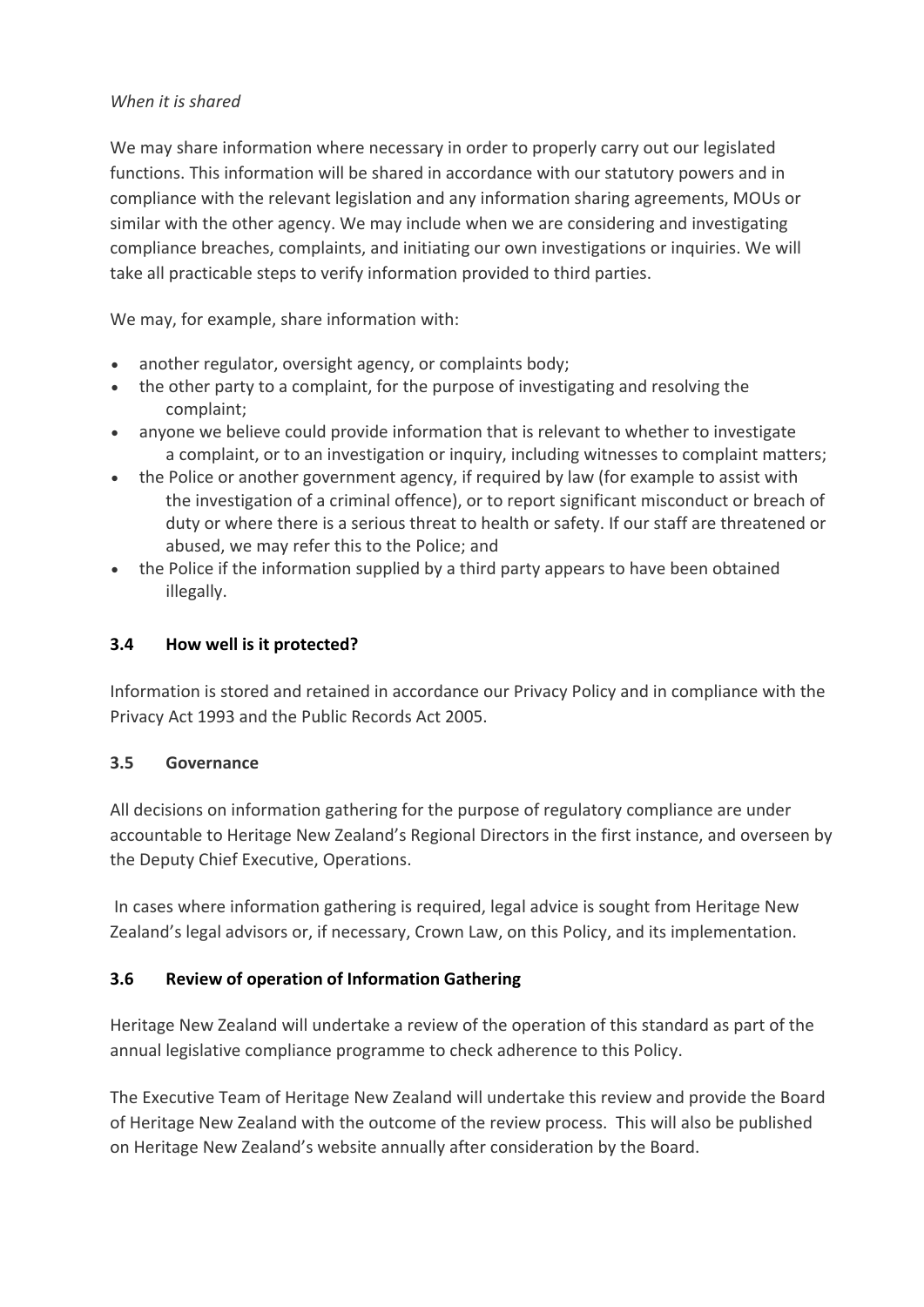*When it is shared*

We may share information where necessary in order to properly carry out our legislated functions. This information will be shared in accordance with our statutory powers and in compliance with the relevant legislation and any information sharing agreements, MOUs or similar with the other agency. We may include when we are considering and investigating compliance breaches, complaints, and initiating our own investigations or inquiries. We will take all practicable steps to verify information provided to third parties.

We may, for example, share information with:

- another regulator, oversight agency, or complaints body;
- the other party to a complaint, for the purpose of investigating and resolving the complaint;
- anyone we believe could provide information that is relevant to whether to investigate a complaint, or to an investigation or inquiry, including witnesses to complaint matters;
- the Police or another government agency, if required by law (for example to assist with the investigation of a criminal offence), or to report significant misconduct or breach of duty or where there is a serious threat to health or safety. If our staff are threatened or abused, we may refer this to the Police; and
- the Police if the information supplied by a third party appears to have been obtained illegally.

### 3.4 How well is it protected?

Information is stored and retained in accordance our Privacy Policy and in compliance with the Privacy Act 1993 and the Public Records Act 2005.

### 3.5 Governance

All decisions on information gathering for the purpose of regulatory compliance are under accountable to Heritage New Zealand's Regional Directors in the first instance, and overseen by the Deputy Chief Executive, Operations.

In cases where information gathering is required, legal advice is sought from Heritage New Zealand's legal advisors or, if necessary, Crown Law, on this Policy, and its implementation.

### 3.6 Review of operation of Information Gathering

Heritage New Zealand will undertake a review of the operation of this standard as part of the annual legislative compliance programme to check adherence to this Policy.

The Executive Team of Heritage New Zealand will undertake this review and provide the Board of Heritage New Zealand with the outcome of the review process. This will also be published on Heritage New Zealand's website annually after consideration by the Board.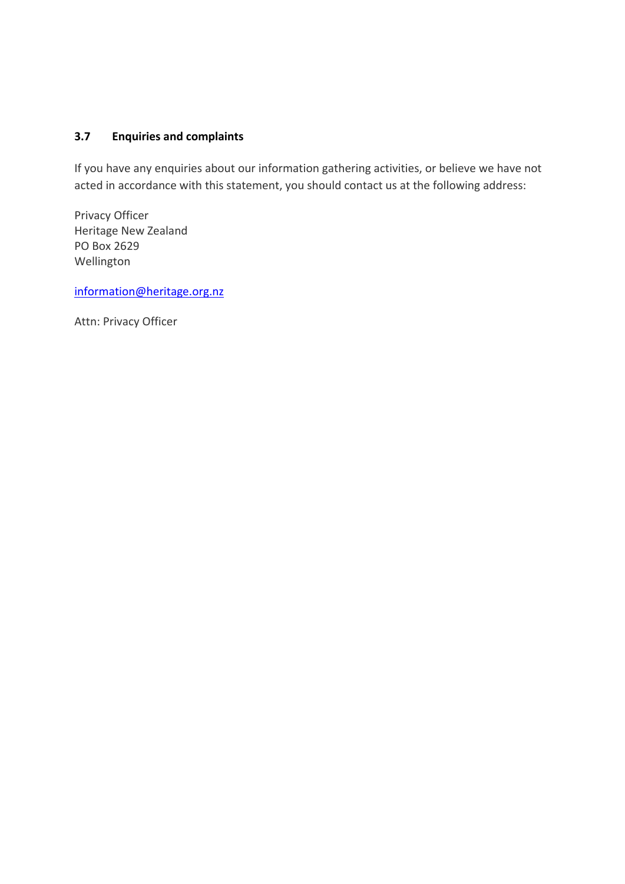### 3.7 Enquiries and complaints

If you have any enquiries about our information gathering activities, or believe we have not acted in accordance with this statement, you should contact us at the following address:

Privacy Officer
Heritage New Zealand
PO Box 2629
Wellington

information@heritage.org.nz

Attn: Privacy Officer